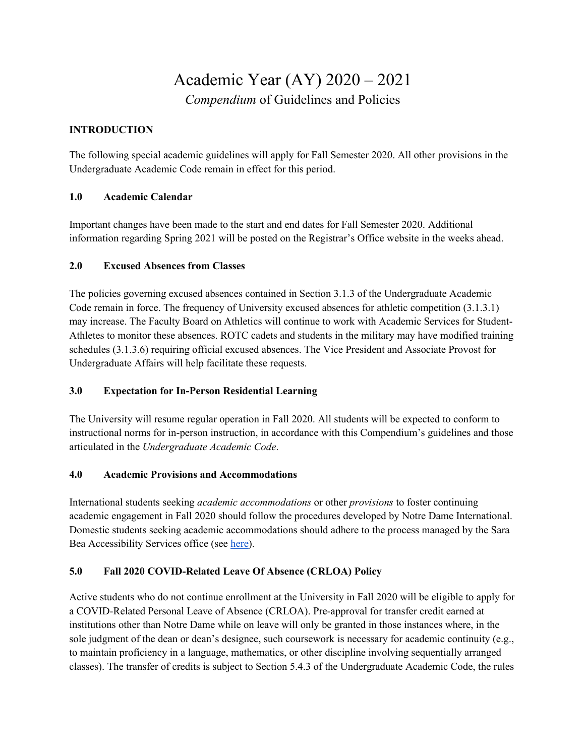# Academic Year (AY) 2020 – 2021

## *Compendium* of Guidelines and Policies

### INTRODUCTION

The following special academic guidelines will apply for Fall Semester 2020. All other provisions in the Undergraduate Academic Code remain in effect for this period.

### 1.0 Academic Calendar

Important changes have been made to the start and end dates for Fall Semester 2020. Additional information regarding Spring 2021 will be posted on the Registrar's Office website in the weeks ahead.

### 2.0 Excused Absences from Classes

The policies governing excused absences contained in Section 3.1.3 of the Undergraduate Academic Code remain in force. The frequency of University excused absences for athletic competition (3.1.3.1) may increase. The Faculty Board on Athletics will continue to work with Academic Services for Student-Athletes to monitor these absences. ROTC cadets and students in the military may have modified training schedules (3.1.3.6) requiring official excused absences. The Vice President and Associate Provost for Undergraduate Affairs will help facilitate these requests.

### 3.0 Expectation for In-Person Residential Learning

The University will resume regular operation in Fall 2020. All students will be expected to conform to instructional norms for in-person instruction, in accordance with this Compendium's guidelines and those articulated in the *Undergraduate Academic Code*.

### 4.0 Academic Provisions and Accommodations

International students seeking *academic accommodations* or other *provisions* to foster continuing academic engagement in Fall 2020 should follow the procedures developed by Notre Dame International. Domestic students seeking academic accommodations should adhere to the process managed by the Sara Bea Accessibility Services office (see here).

### 5.0 Fall 2020 COVID-Related Leave Of Absence (CRLOA) Policy

Active students who do not continue enrollment at the University in Fall 2020 will be eligible to apply for a COVID-Related Personal Leave of Absence (CRLOA). Pre-approval for transfer credit earned at institutions other than Notre Dame while on leave will only be granted in those instances where, in the sole judgment of the dean or dean's designee, such coursework is necessary for academic continuity (e.g., to maintain proficiency in a language, mathematics, or other discipline involving sequentially arranged classes). The transfer of credits is subject to Section 5.4.3 of the Undergraduate Academic Code, the rules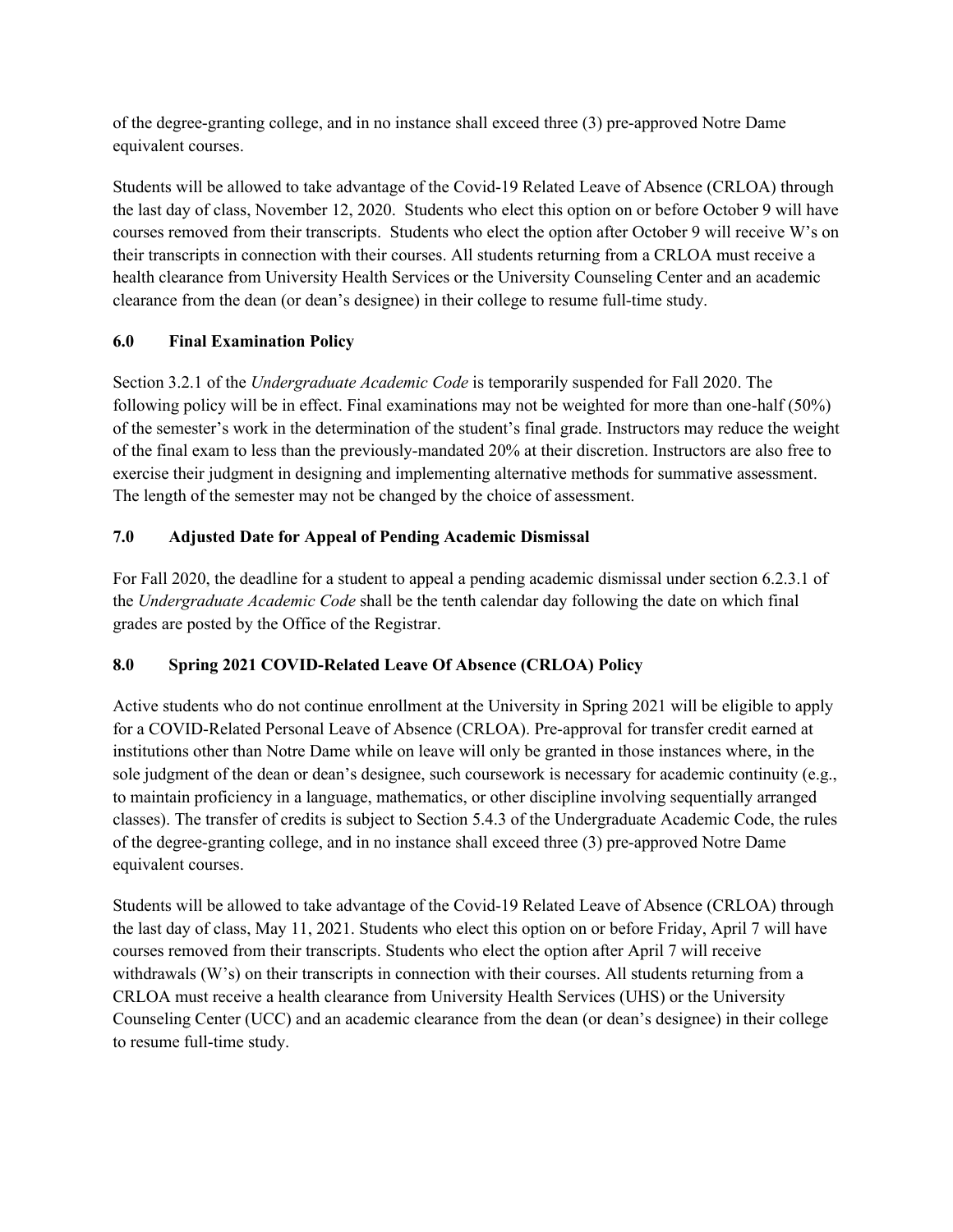of the degree-granting college, and in no instance shall exceed three (3) pre-approved Notre Dame equivalent courses.

Students will be allowed to take advantage of the Covid-19 Related Leave of Absence (CRLOA) through the last day of class, November 12, 2020. Students who elect this option on or before October 9 will have courses removed from their transcripts. Students who elect the option after October 9 will receive W's on their transcripts in connection with their courses. All students returning from a CRLOA must receive a health clearance from University Health Services or the University Counseling Center and an academic clearance from the dean (or dean's designee) in their college to resume full-time study.

### 6.0 Final Examination Policy

Section 3.2.1 of the *Undergraduate Academic Code* is temporarily suspended for Fall 2020. The following policy will be in effect. Final examinations may not be weighted for more than one-half (50%) of the semester's work in the determination of the student's final grade. Instructors may reduce the weight of the final exam to less than the previously-mandated 20% at their discretion. Instructors are also free to exercise their judgment in designing and implementing alternative methods for summative assessment. The length of the semester may not be changed by the choice of assessment.

### 7.0 Adjusted Date for Appeal of Pending Academic Dismissal

For Fall 2020, the deadline for a student to appeal a pending academic dismissal under section 6.2.3.1 of the *Undergraduate Academic Code* shall be the tenth calendar day following the date on which final grades are posted by the Office of the Registrar.

### 8.0 Spring 2021 COVID-Related Leave Of Absence (CRLOA) Policy

Active students who do not continue enrollment at the University in Spring 2021 will be eligible to apply for a COVID-Related Personal Leave of Absence (CRLOA). Pre-approval for transfer credit earned at institutions other than Notre Dame while on leave will only be granted in those instances where, in the sole judgment of the dean or dean's designee, such coursework is necessary for academic continuity (e.g., to maintain proficiency in a language, mathematics, or other discipline involving sequentially arranged classes). The transfer of credits is subject to Section 5.4.3 of the Undergraduate Academic Code, the rules of the degree-granting college, and in no instance shall exceed three (3) pre-approved Notre Dame equivalent courses.

Students will be allowed to take advantage of the Covid-19 Related Leave of Absence (CRLOA) through the last day of class, May 11, 2021. Students who elect this option on or before Friday, April 7 will have courses removed from their transcripts. Students who elect the option after April 7 will receive withdrawals (W's) on their transcripts in connection with their courses. All students returning from a CRLOA must receive a health clearance from University Health Services (UHS) or the University Counseling Center (UCC) and an academic clearance from the dean (or dean's designee) in their college to resume full-time study.